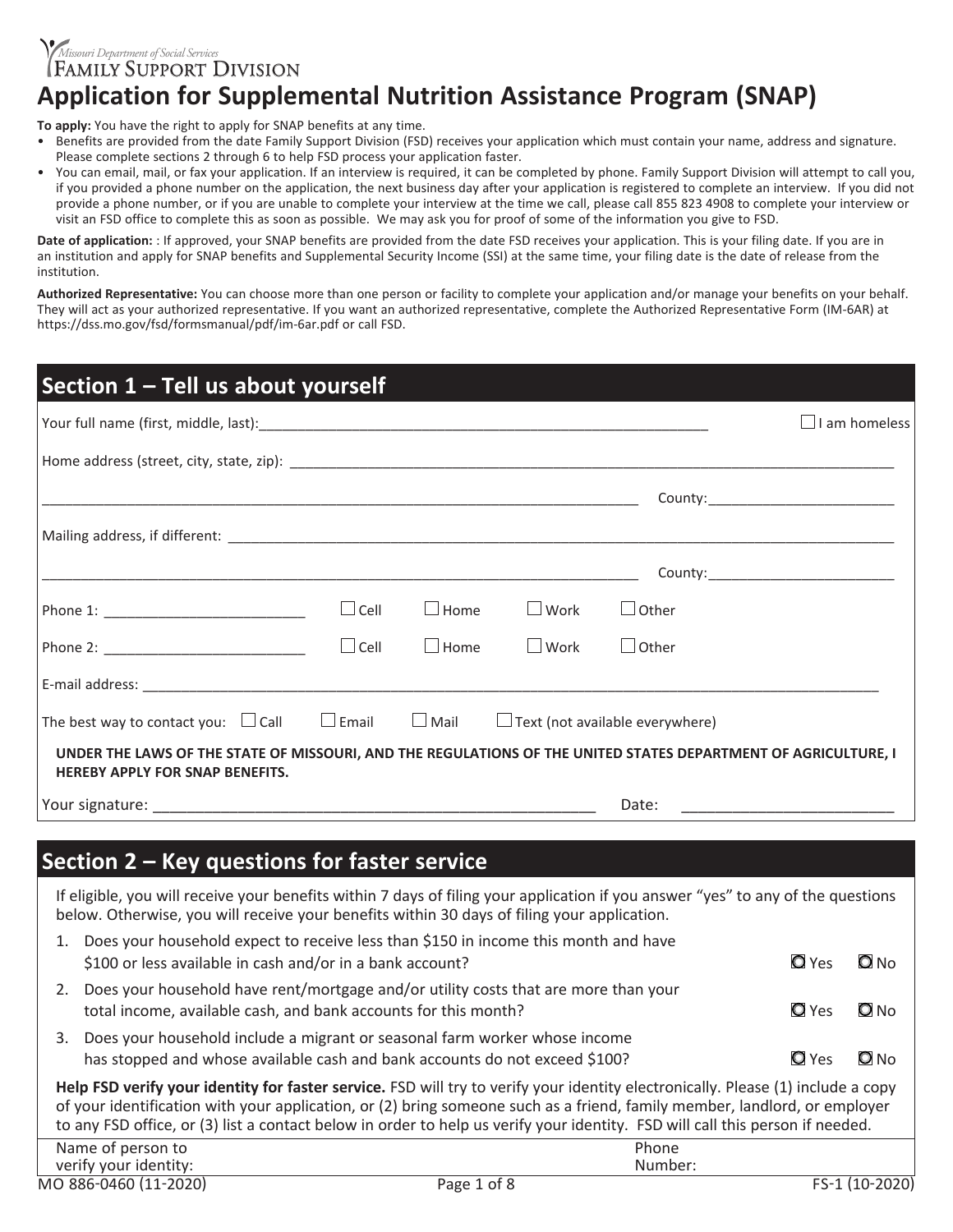Missouri Department of Social Services
FAMILY SUPPORT DIVISION

# Application for Supplemental Nutrition Assistance Program (SNAP)

**To apply:** You have the right to apply for SNAP benefits at any time.

- Benefits are provided from the date Family Support Division (FSD) receives your application which must contain your name, address and signature. Please complete sections 2 through 6 to help FSD process your application faster.
- You can email, mail, or fax your application. If an interview is required, it can be completed by phone. Family Support Division will attempt to call you, if you provided a phone number on the application, the next business day after your application is registered to complete an interview. If you did not provide a phone number, or if you are unable to complete your interview at the time we call, please call 855 823 4908 to complete your interview or visit an FSD office to complete this as soon as possible. We may ask you for proof of some of the information you give to FSD.

**Date of application:** : If approved, your SNAP benefits are provided from the date FSD receives your application. This is your filing date. If you are in an institution and apply for SNAP benefits and Supplemental Security Income (SSI) at the same time, your filing date is the date of release from the institution.

**Authorized Representative:** You can choose more than one person or facility to complete your application and/or manage your benefits on your behalf. They will act as your authorized representative. If you want an authorized representative, complete the Authorized Representative Form (IM-6AR) at https://dss.mo.gov/fsd/formsmanual/pdf/im-6ar.pdf or call FSD.

## Section 1 – Tell us about yourself

Your full name (first, middle, last):\_\_\_\_\_\_\_\_\_\_\_\_\_\_\_\_\_\_\_\_\_\_\_\_\_\_\_\_\_\_\_\_\_\_\_\_\_\_\_\_ ☐ I am homeless

Home address (street, city, state, zip): \_\_\_\_\_\_\_\_\_\_\_\_\_\_\_\_\_\_\_\_\_\_\_\_\_\_\_\_\_\_\_\_\_\_\_\_\_\_\_\_

\_\_\_\_\_\_\_\_\_\_\_\_\_\_\_\_\_\_\_\_\_\_\_\_\_\_\_\_\_\_\_\_\_\_\_\_\_\_\_\_ County:\_\_\_\_\_\_\_\_\_\_\_\_\_\_\_\_\_\_\_\_

Mailing address, if different: \_\_\_\_\_\_\_\_\_\_\_\_\_\_\_\_\_\_\_\_\_\_\_\_\_\_\_\_\_\_\_\_\_\_\_\_\_\_\_\_

\_\_\_\_\_\_\_\_\_\_\_\_\_\_\_\_\_\_\_\_\_\_\_\_\_\_\_\_\_\_\_\_\_\_\_\_\_\_\_\_ County:\_\_\_\_\_\_\_\_\_\_\_\_\_\_\_\_\_\_\_\_

Phone 1: \_\_\_\_\_\_\_\_\_\_\_\_\_\_\_\_\_\_\_\_ ☐ Cell ☐ Home ☐ Work ☐ Other

Phone 2: \_\_\_\_\_\_\_\_\_\_\_\_\_\_\_\_\_\_\_\_ ☐ Cell ☐ Home ☐ Work ☐ Other

E-mail address: \_\_\_\_\_\_\_\_\_\_\_\_\_\_\_\_\_\_\_\_\_\_\_\_\_\_\_\_\_\_\_\_\_\_\_\_\_\_\_\_

The best way to contact you: ☐ Call ☐ Email ☐ Mail ☐ Text (not available everywhere)

**UNDER THE LAWS OF THE STATE OF MISSOURI, AND THE REGULATIONS OF THE UNITED STATES DEPARTMENT OF AGRICULTURE, I HEREBY APPLY FOR SNAP BENEFITS.**

Your signature: \_\_\_\_\_\_\_\_\_\_\_\_\_\_\_\_\_\_\_\_\_\_\_\_\_\_\_\_\_\_\_\_\_\_\_\_\_\_\_\_ Date: \_\_\_\_\_\_\_\_\_\_\_\_\_\_\_\_\_\_\_\_

## Section 2 – Key questions for faster service

If eligible, you will receive your benefits within 7 days of filing your application if you answer "yes" to any of the questions below. Otherwise, you will receive your benefits within 30 days of filing your application.

1. Does your household expect to receive less than $150 in income this month and have $100 or less available in cash and/or in a bank account? ☐ Yes ☐ No
2. Does your household have rent/mortgage and/or utility costs that are more than your total income, available cash, and bank accounts for this month? ☐ Yes ☐ No
3. Does your household include a migrant or seasonal farm worker whose income has stopped and whose available cash and bank accounts do not exceed $100? ☐ Yes ☐ No

**Help FSD verify your identity for faster service.** FSD will try to verify your identity electronically. Please (1) include a copy of your identification with your application, or (2) bring someone such as a friend, family member, landlord, or employer to any FSD office, or (3) list a contact below in order to help us verify your identity. FSD will call this person if needed.

| Name of person to verify your identity: | Phone Number: |
|---|---|
| | |

MO 886-0460 (11-2020) FS-1 (10-2020)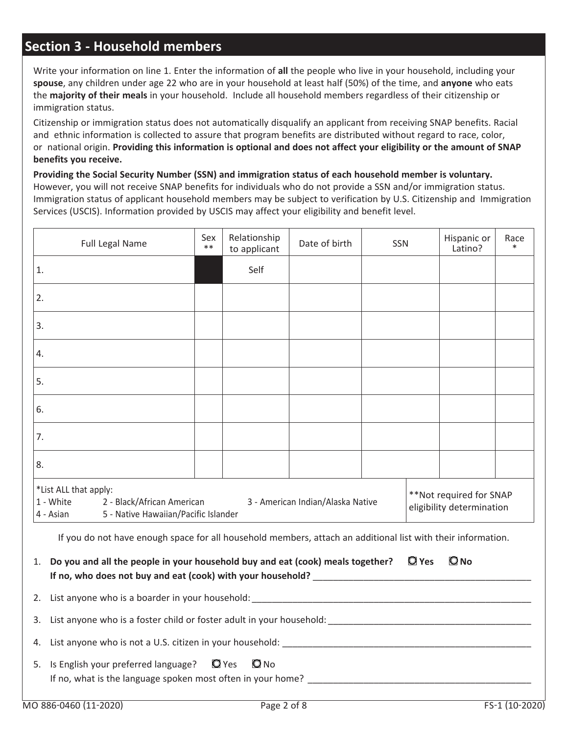## Section 3 - Household members

Write your information on line 1. Enter the information of **all** the people who live in your household, including your **spouse**, any children under age 22 who are in your household at least half (50%) of the time, and **anyone** who eats the **majority of their meals** in your household. Include all household members regardless of their citizenship or immigration status.

Citizenship or immigration status does not automatically disqualify an applicant from receiving SNAP benefits. Racial and ethnic information is collected to assure that program benefits are distributed without regard to race, color, or national origin. **Providing this information is optional and does not affect your eligibility or the amount of SNAP benefits you receive.**

**Providing the Social Security Number (SSN) and immigration status of each household member is voluntary.** However, you will not receive SNAP benefits for individuals who do not provide a SSN and/or immigration status. Immigration status of applicant household members may be subject to verification by U.S. Citizenship and Immigration Services (USCIS). Information provided by USCIS may affect your eligibility and benefit level.

| Full Legal Name | Sex ** | Relationship to applicant | Date of birth | SSN | Hispanic or Latino? | Race * |
|---|---|---|---|---|---|---|
| 1. | | Self | | | | |
| 2. | | | | | | |
| 3. | | | | | | |
| 4. | | | | | | |
| 5. | | | | | | |
| 6. | | | | | | |
| 7. | | | | | | |
| 8. | | | | | | |

*List ALL that apply:
1 - White 2 - Black/African American 3 - American Indian/Alaska Native
4 - Asian 5 - Native Hawaiian/Pacific Islander

**Not required for SNAP eligibility determination

If you do not have enough space for all household members, attach an additional list with their information.

1. **Do you and all the people in your household buy and eat (cook) meals together?** ☐ **Yes** ☐ **No**
   **If no, who does not buy and eat (cook) with your household?** ____________________
2. List anyone who is a boarder in your household: ____________________
3. List anyone who is a foster child or foster adult in your household: ____________________
4. List anyone who is not a U.S. citizen in your household: ____________________
5. Is English your preferred language? ☐ Yes ☐ No
   If no, what is the language spoken most often in your home? ____________________

MO 886-0460 (11-2020) FS-1 (10-2020)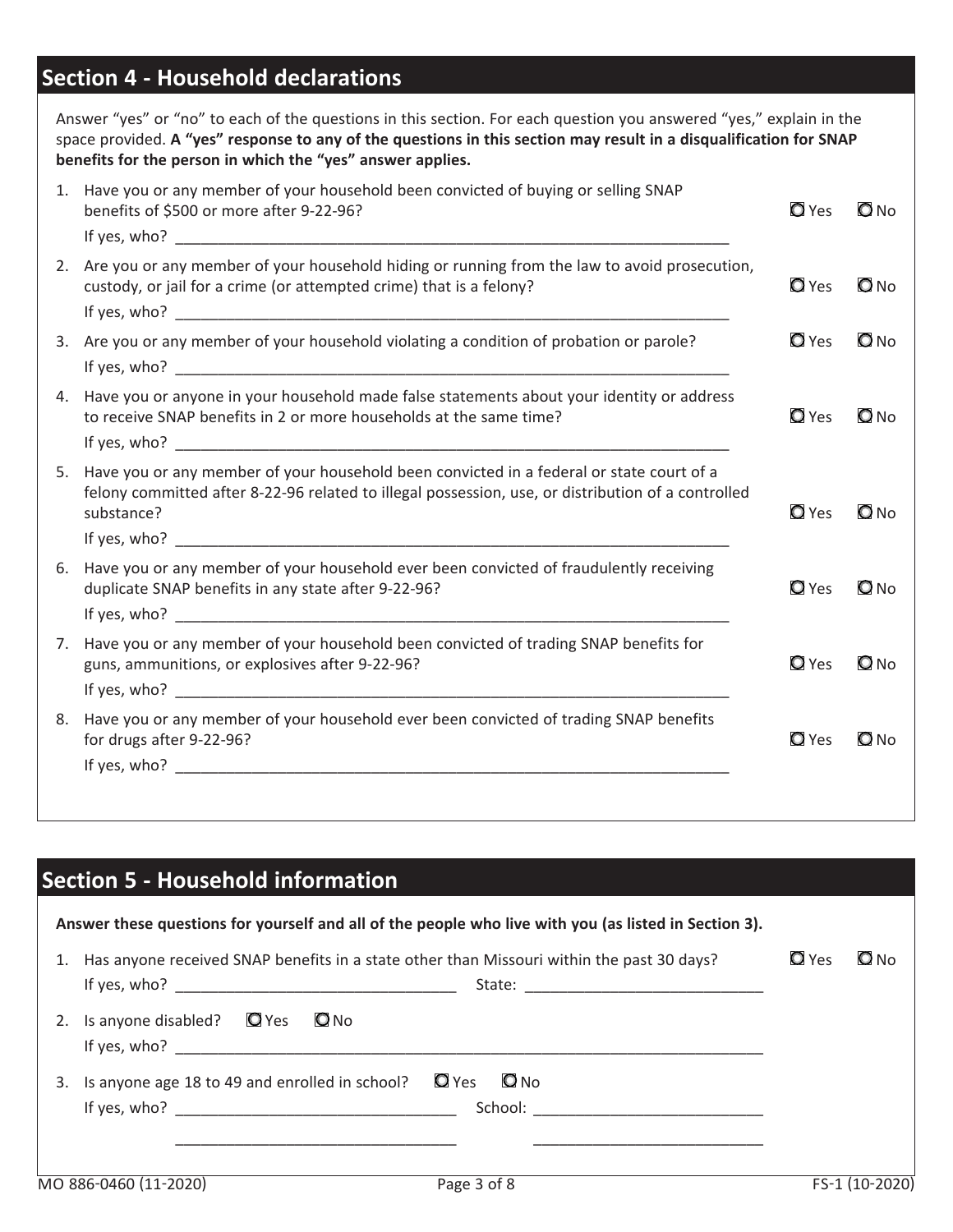## Section 4 - Household declarations

Answer "yes" or "no" to each of the questions in this section. For each question you answered "yes," explain in the space provided. **A "yes" response to any of the questions in this section may result in a disqualification for SNAP benefits for the person in which the "yes" answer applies.**

1. Have you or any member of your household been convicted of buying or selling SNAP benefits of $500 or more after 9-22-96? ☐ Yes ☐ No
   If yes, who? ____________________

2. Are you or any member of your household hiding or running from the law to avoid prosecution, custody, or jail for a crime (or attempted crime) that is a felony? ☐ Yes ☐ No
   If yes, who? ____________________

3. Are you or any member of your household violating a condition of probation or parole? ☐ Yes ☐ No
   If yes, who? ____________________

4. Have you or anyone in your household made false statements about your identity or address to receive SNAP benefits in 2 or more households at the same time? ☐ Yes ☐ No
   If yes, who? ____________________

5. Have you or any member of your household been convicted in a federal or state court of a felony committed after 8-22-96 related to illegal possession, use, or distribution of a controlled substance? ☐ Yes ☐ No
   If yes, who? ____________________

6. Have you or any member of your household ever been convicted of fraudulently receiving duplicate SNAP benefits in any state after 9-22-96? ☐ Yes ☐ No
   If yes, who? ____________________

7. Have you or any member of your household been convicted of trading SNAP benefits for guns, ammunitions, or explosives after 9-22-96? ☐ Yes ☐ No
   If yes, who? ____________________

8. Have you or any member of your household ever been convicted of trading SNAP benefits for drugs after 9-22-96? ☐ Yes ☐ No
   If yes, who? ____________________

## Section 5 - Household information

**Answer these questions for yourself and all of the people who live with you (as listed in Section 3).**

1. Has anyone received SNAP benefits in a state other than Missouri within the past 30 days? ☐ Yes ☐ No
   If yes, who? ____________________ State: ____________________

2. Is anyone disabled? ☐ Yes ☐ No
   If yes, who? ____________________

3. Is anyone age 18 to 49 and enrolled in school? ☐ Yes ☐ No
   If yes, who? ____________________ School: ____________________
   ____________________ ____________________

MO 886-0460 (11-2020) FS-1 (10-2020)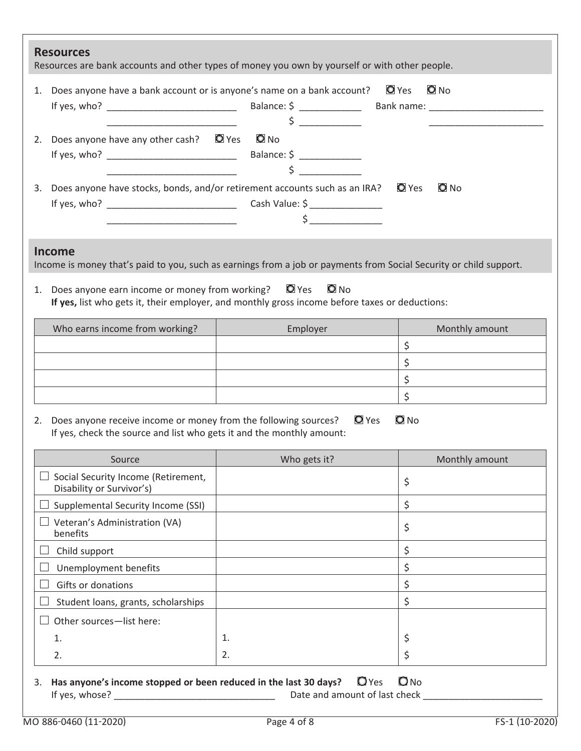## Resources

Resources are bank accounts and other types of money you own by yourself or with other people.

1. Does anyone have a bank account or is anyone's name on a bank account? ☐ Yes ☐ No
   If yes, who? ________________________ Balance: $ ___________ Bank name: ______________________
   ________________________ $ ___________ ______________________

2. Does anyone have any other cash? ☐ Yes ☐ No
   If yes, who? ________________________ Balance: $ ___________
   ________________________ $ ___________

3. Does anyone have stocks, bonds, and/or retirement accounts such as an IRA? ☐ Yes ☐ No
   If yes, who? ________________________ Cash Value: $ _____________
   ________________________ $ _____________

## Income

Income is money that's paid to you, such as earnings from a job or payments from Social Security or child support.

1. Does anyone earn income or money from working? ☐ Yes ☐ No
   **If yes,** list who gets it, their employer, and monthly gross income before taxes or deductions:

| Who earns income from working? | Employer | Monthly amount |
| --- | --- | --- |
| | | $ |
| | | $ |
| | | $ |
| | | $ |

2. Does anyone receive income or money from the following sources? ☐ Yes ☐ No
   If yes, check the source and list who gets it and the monthly amount:

| Source | Who gets it? | Monthly amount |
| --- | --- | --- |
| ☐ Social Security Income (Retirement, Disability or Survivor's) | | $ |
| ☐ Supplemental Security Income (SSI) | | $ |
| ☐ Veteran's Administration (VA) benefits | | $ |
| ☐ Child support | | $ |
| ☐ Unemployment benefits | | $ |
| ☐ Gifts or donations | | $ |
| ☐ Student loans, grants, scholarships | | $ |
| ☐ Other sources—list here: | | |
| 1. | 1. | $ |
| 2. | 2. | $ |

3. **Has anyone's income stopped or been reduced in the last 30 days?** ☐ Yes ☐ No
   If yes, whose? ______________________________ Date and amount of last check ______________________

MO 886-0460 (11-2020) FS-1 (10-2020)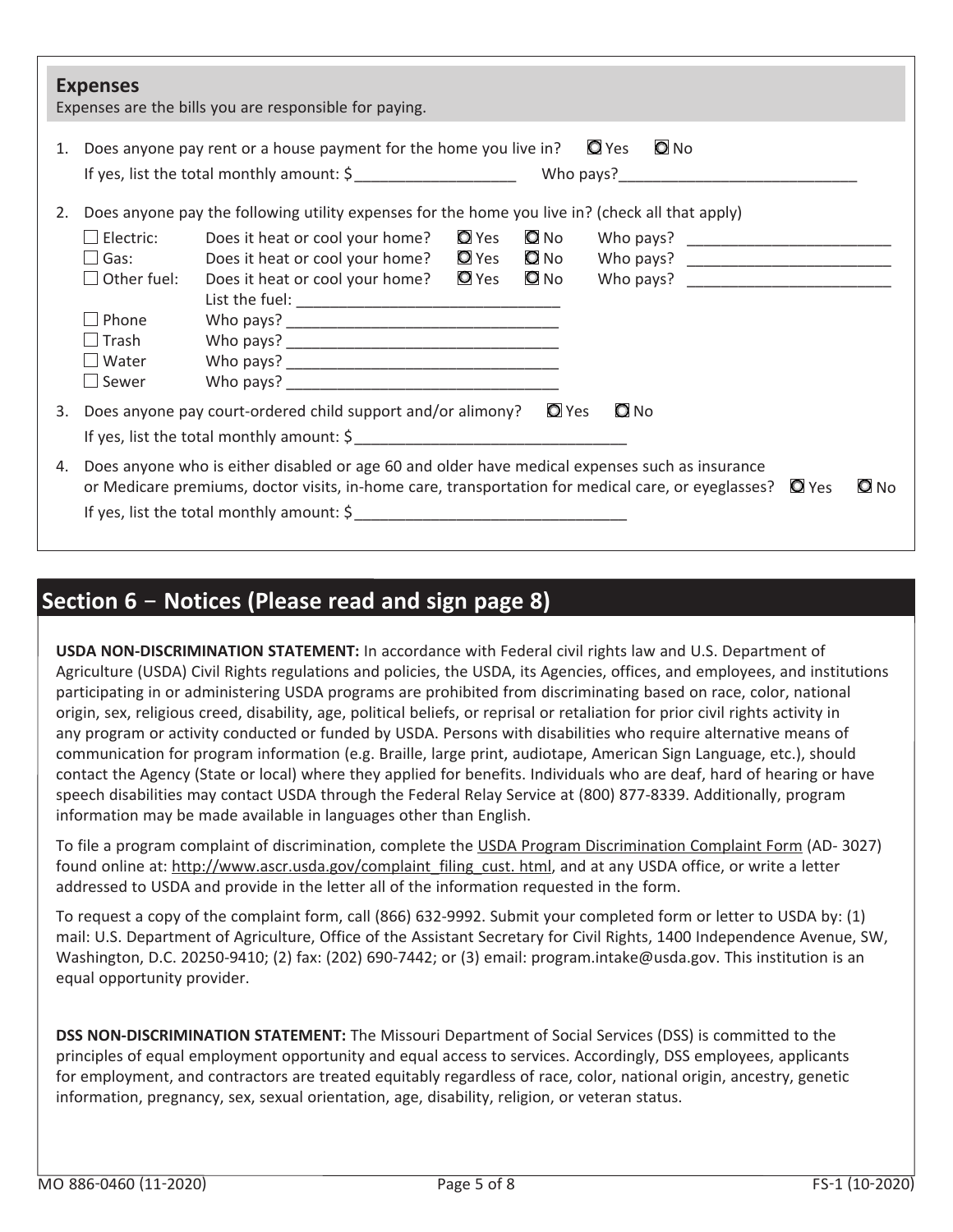## Expenses

Expenses are the bills you are responsible for paying.

1. Does anyone pay rent or a house payment for the home you live in? ☐ Yes ☐ No

   If yes, list the total monthly amount: $ ___________________ Who pays? ____________________________

2. Does anyone pay the following utility expenses for the home you live in? (check all that apply)

   ☐ Electric: Does it heat or cool your home? ☐ Yes ☐ No Who pays? ________________________

   ☐ Gas: Does it heat or cool your home? ☐ Yes ☐ No Who pays? ________________________

   ☐ Other fuel: Does it heat or cool your home? ☐ Yes ☐ No Who pays? ________________________

   List the fuel: ______________________________

   ☐ Phone Who pays? ______________________________

   ☐ Trash Who pays? ______________________________

   ☐ Water Who pays? ______________________________

   ☐ Sewer Who pays? ______________________________

3. Does anyone pay court-ordered child support and/or alimony? ☐ Yes ☐ No

   If yes, list the total monthly amount: $ ______________________________

4. Does anyone who is either disabled or age 60 and older have medical expenses such as insurance or Medicare premiums, doctor visits, in-home care, transportation for medical care, or eyeglasses? ☐ Yes ☐ No

   If yes, list the total monthly amount: $ ______________________________

## Section 6 – Notices (Please read and sign page 8)

**USDA NON-DISCRIMINATION STATEMENT:** In accordance with Federal civil rights law and U.S. Department of Agriculture (USDA) Civil Rights regulations and policies, the USDA, its Agencies, offices, and employees, and institutions participating in or administering USDA programs are prohibited from discriminating based on race, color, national origin, sex, religious creed, disability, age, political beliefs, or reprisal or retaliation for prior civil rights activity in any program or activity conducted or funded by USDA. Persons with disabilities who require alternative means of communication for program information (e.g. Braille, large print, audiotape, American Sign Language, etc.), should contact the Agency (State or local) where they applied for benefits. Individuals who are deaf, hard of hearing or have speech disabilities may contact USDA through the Federal Relay Service at (800) 877-8339. Additionally, program information may be made available in languages other than English.

To file a program complaint of discrimination, complete the USDA Program Discrimination Complaint Form (AD- 3027) found online at: http://www.ascr.usda.gov/complaint_filing_cust. html, and at any USDA office, or write a letter addressed to USDA and provide in the letter all of the information requested in the form.

To request a copy of the complaint form, call (866) 632-9992. Submit your completed form or letter to USDA by: (1) mail: U.S. Department of Agriculture, Office of the Assistant Secretary for Civil Rights, 1400 Independence Avenue, SW, Washington, D.C. 20250-9410; (2) fax: (202) 690-7442; or (3) email: program.intake@usda.gov. This institution is an equal opportunity provider.

**DSS NON-DISCRIMINATION STATEMENT:** The Missouri Department of Social Services (DSS) is committed to the principles of equal employment opportunity and equal access to services. Accordingly, DSS employees, applicants for employment, and contractors are treated equitably regardless of race, color, national origin, ancestry, genetic information, pregnancy, sex, sexual orientation, age, disability, religion, or veteran status.

MO 886-0460 (11-2020) FS-1 (10-2020)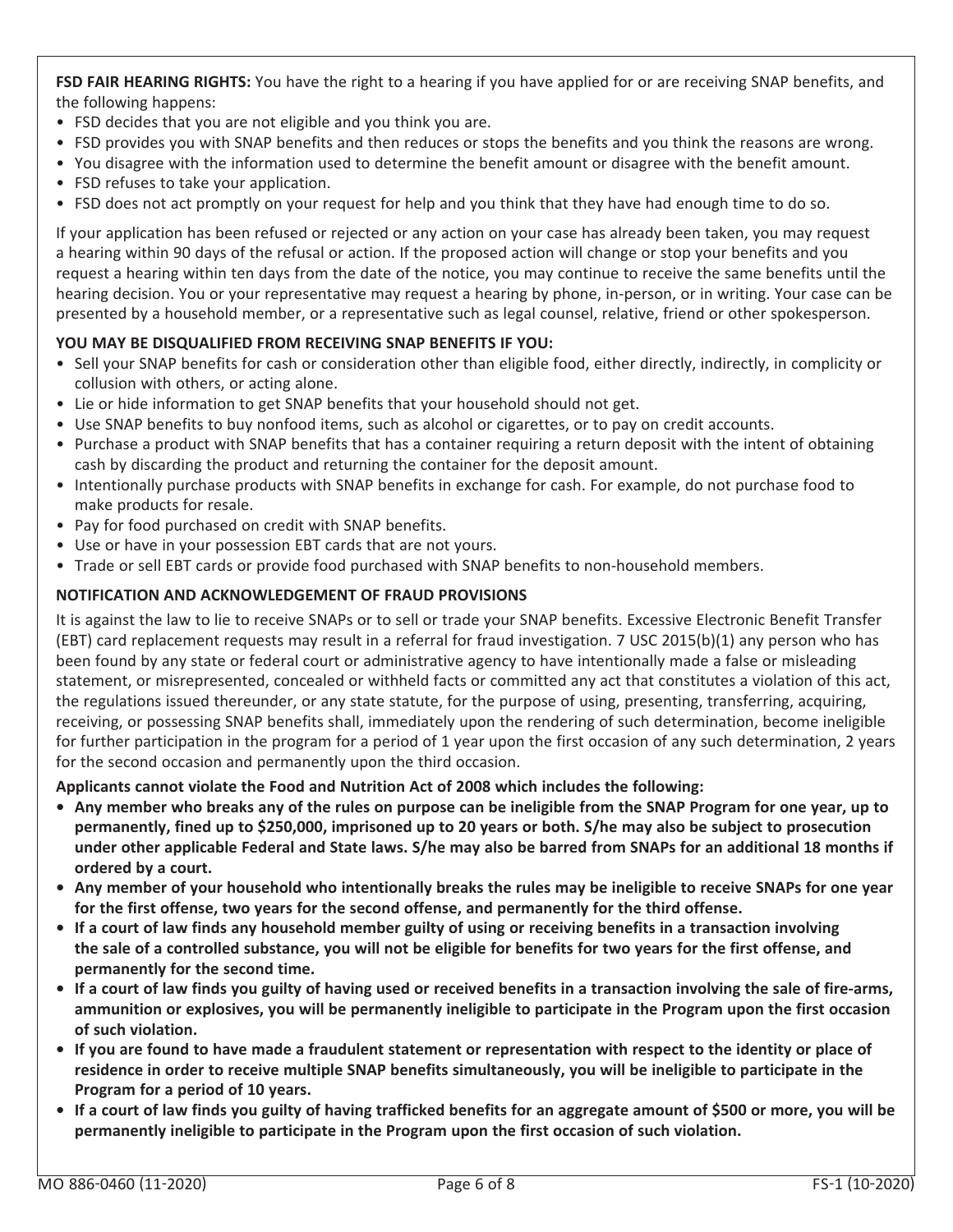**FSD FAIR HEARING RIGHTS:** You have the right to a hearing if you have applied for or are receiving SNAP benefits, and the following happens:

- FSD decides that you are not eligible and you think you are.
- FSD provides you with SNAP benefits and then reduces or stops the benefits and you think the reasons are wrong.
- You disagree with the information used to determine the benefit amount or disagree with the benefit amount.
- FSD refuses to take your application.
- FSD does not act promptly on your request for help and you think that they have had enough time to do so.

If your application has been refused or rejected or any action on your case has already been taken, you may request a hearing within 90 days of the refusal or action. If the proposed action will change or stop your benefits and you request a hearing within ten days from the date of the notice, you may continue to receive the same benefits until the hearing decision. You or your representative may request a hearing by phone, in-person, or in writing. Your case can be presented by a household member, or a representative such as legal counsel, relative, friend or other spokesperson.

**YOU MAY BE DISQUALIFIED FROM RECEIVING SNAP BENEFITS IF YOU:**

- Sell your SNAP benefits for cash or consideration other than eligible food, either directly, indirectly, in complicity or collusion with others, or acting alone.
- Lie or hide information to get SNAP benefits that your household should not get.
- Use SNAP benefits to buy nonfood items, such as alcohol or cigarettes, or to pay on credit accounts.
- Purchase a product with SNAP benefits that has a container requiring a return deposit with the intent of obtaining cash by discarding the product and returning the container for the deposit amount.
- Intentionally purchase products with SNAP benefits in exchange for cash. For example, do not purchase food to make products for resale.
- Pay for food purchased on credit with SNAP benefits.
- Use or have in your possession EBT cards that are not yours.
- Trade or sell EBT cards or provide food purchased with SNAP benefits to non-household members.

**NOTIFICATION AND ACKNOWLEDGEMENT OF FRAUD PROVISIONS**

It is against the law to lie to receive SNAPs or to sell or trade your SNAP benefits. Excessive Electronic Benefit Transfer (EBT) card replacement requests may result in a referral for fraud investigation. 7 USC 2015(b)(1) any person who has been found by any state or federal court or administrative agency to have intentionally made a false or misleading statement, or misrepresented, concealed or withheld facts or committed any act that constitutes a violation of this act, the regulations issued thereunder, or any state statute, for the purpose of using, presenting, transferring, acquiring, receiving, or possessing SNAP benefits shall, immediately upon the rendering of such determination, become ineligible for further participation in the program for a period of 1 year upon the first occasion of any such determination, 2 years for the second occasion and permanently upon the third occasion.

**Applicants cannot violate the Food and Nutrition Act of 2008 which includes the following:**

- **Any member who breaks any of the rules on purpose can be ineligible from the SNAP Program for one year, up to permanently, fined up to $250,000, imprisoned up to 20 years or both. S/he may also be subject to prosecution under other applicable Federal and State laws. S/he may also be barred from SNAPs for an additional 18 months if ordered by a court.**
- **Any member of your household who intentionally breaks the rules may be ineligible to receive SNAPs for one year for the first offense, two years for the second offense, and permanently for the third offense.**
- **If a court of law finds any household member guilty of using or receiving benefits in a transaction involving the sale of a controlled substance, you will not be eligible for benefits for two years for the first offense, and permanently for the second time.**
- **If a court of law finds you guilty of having used or received benefits in a transaction involving the sale of fire-arms, ammunition or explosives, you will be permanently ineligible to participate in the Program upon the first occasion of such violation.**
- **If you are found to have made a fraudulent statement or representation with respect to the identity or place of residence in order to receive multiple SNAP benefits simultaneously, you will be ineligible to participate in the Program for a period of 10 years.**
- **If a court of law finds you guilty of having trafficked benefits for an aggregate amount of $500 or more, you will be permanently ineligible to participate in the Program upon the first occasion of such violation.**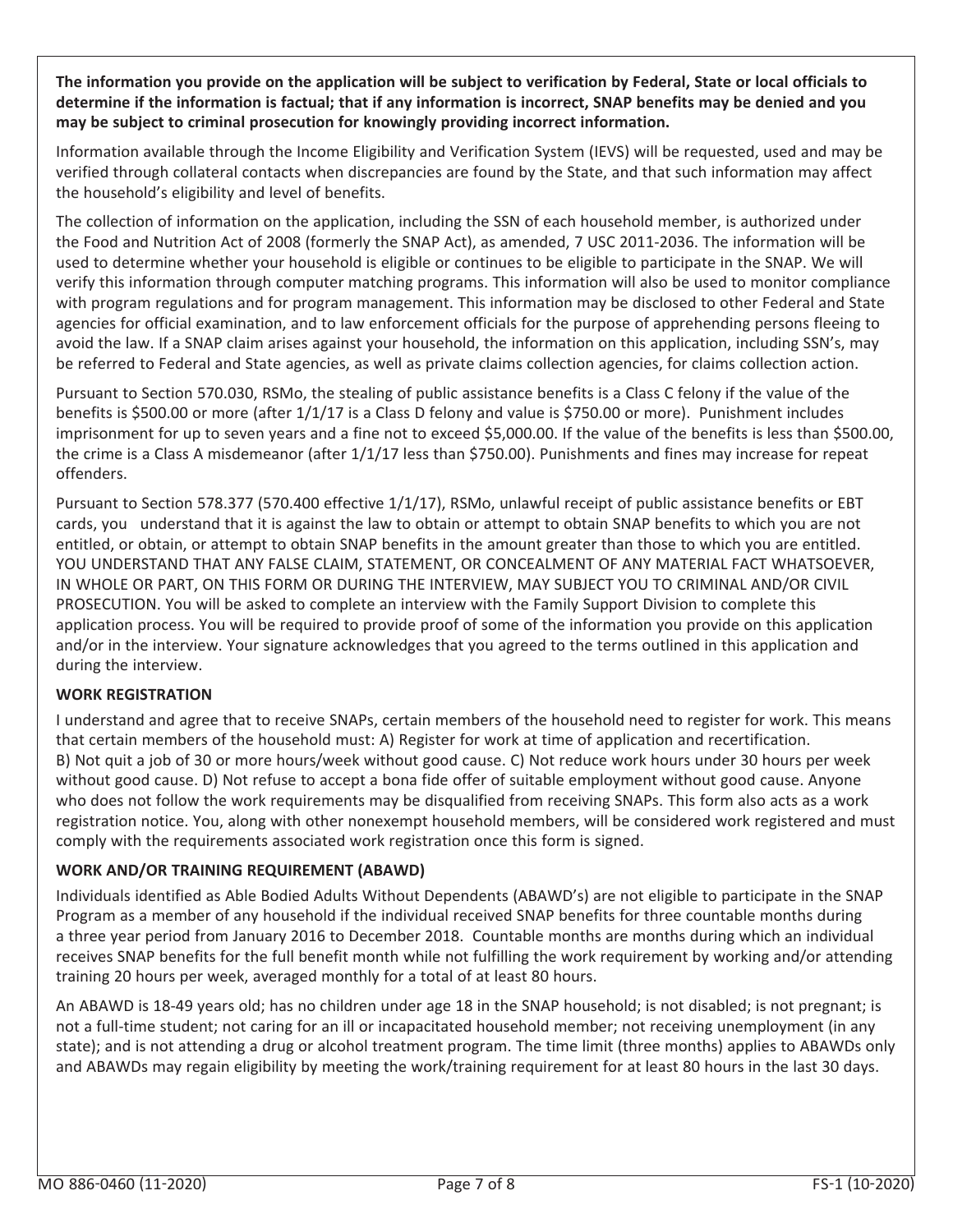**The information you provide on the application will be subject to verification by Federal, State or local officials to determine if the information is factual; that if any information is incorrect, SNAP benefits may be denied and you may be subject to criminal prosecution for knowingly providing incorrect information.**

Information available through the Income Eligibility and Verification System (IEVS) will be requested, used and may be verified through collateral contacts when discrepancies are found by the State, and that such information may affect the household's eligibility and level of benefits.

The collection of information on the application, including the SSN of each household member, is authorized under the Food and Nutrition Act of 2008 (formerly the SNAP Act), as amended, 7 USC 2011-2036. The information will be used to determine whether your household is eligible or continues to be eligible to participate in the SNAP. We will verify this information through computer matching programs. This information will also be used to monitor compliance with program regulations and for program management. This information may be disclosed to other Federal and State agencies for official examination, and to law enforcement officials for the purpose of apprehending persons fleeing to avoid the law. If a SNAP claim arises against your household, the information on this application, including SSN's, may be referred to Federal and State agencies, as well as private claims collection agencies, for claims collection action.

Pursuant to Section 570.030, RSMo, the stealing of public assistance benefits is a Class C felony if the value of the benefits is $500.00 or more (after 1/1/17 is a Class D felony and value is $750.00 or more). Punishment includes imprisonment for up to seven years and a fine not to exceed $5,000.00. If the value of the benefits is less than $500.00, the crime is a Class A misdemeanor (after 1/1/17 less than $750.00). Punishments and fines may increase for repeat offenders.

Pursuant to Section 578.377 (570.400 effective 1/1/17), RSMo, unlawful receipt of public assistance benefits or EBT cards, you understand that it is against the law to obtain or attempt to obtain SNAP benefits to which you are not entitled, or obtain, or attempt to obtain SNAP benefits in the amount greater than those to which you are entitled. YOU UNDERSTAND THAT ANY FALSE CLAIM, STATEMENT, OR CONCEALMENT OF ANY MATERIAL FACT WHATSOEVER, IN WHOLE OR PART, ON THIS FORM OR DURING THE INTERVIEW, MAY SUBJECT YOU TO CRIMINAL AND/OR CIVIL PROSECUTION. You will be asked to complete an interview with the Family Support Division to complete this application process. You will be required to provide proof of some of the information you provide on this application and/or in the interview. Your signature acknowledges that you agreed to the terms outlined in this application and during the interview.

**WORK REGISTRATION**

I understand and agree that to receive SNAPs, certain members of the household need to register for work. This means that certain members of the household must: A) Register for work at time of application and recertification. B) Not quit a job of 30 or more hours/week without good cause. C) Not reduce work hours under 30 hours per week without good cause. D) Not refuse to accept a bona fide offer of suitable employment without good cause. Anyone who does not follow the work requirements may be disqualified from receiving SNAPs. This form also acts as a work registration notice. You, along with other nonexempt household members, will be considered work registered and must comply with the requirements associated work registration once this form is signed.

**WORK AND/OR TRAINING REQUIREMENT (ABAWD)**

Individuals identified as Able Bodied Adults Without Dependents (ABAWD's) are not eligible to participate in the SNAP Program as a member of any household if the individual received SNAP benefits for three countable months during a three year period from January 2016 to December 2018. Countable months are months during which an individual receives SNAP benefits for the full benefit month while not fulfilling the work requirement by working and/or attending training 20 hours per week, averaged monthly for a total of at least 80 hours.

An ABAWD is 18-49 years old; has no children under age 18 in the SNAP household; is not disabled; is not pregnant; is not a full-time student; not caring for an ill or incapacitated household member; not receiving unemployment (in any state); and is not attending a drug or alcohol treatment program. The time limit (three months) applies to ABAWDs only and ABAWDs may regain eligibility by meeting the work/training requirement for at least 80 hours in the last 30 days.

MO 886-0460 (11-2020) FS-1 (10-2020)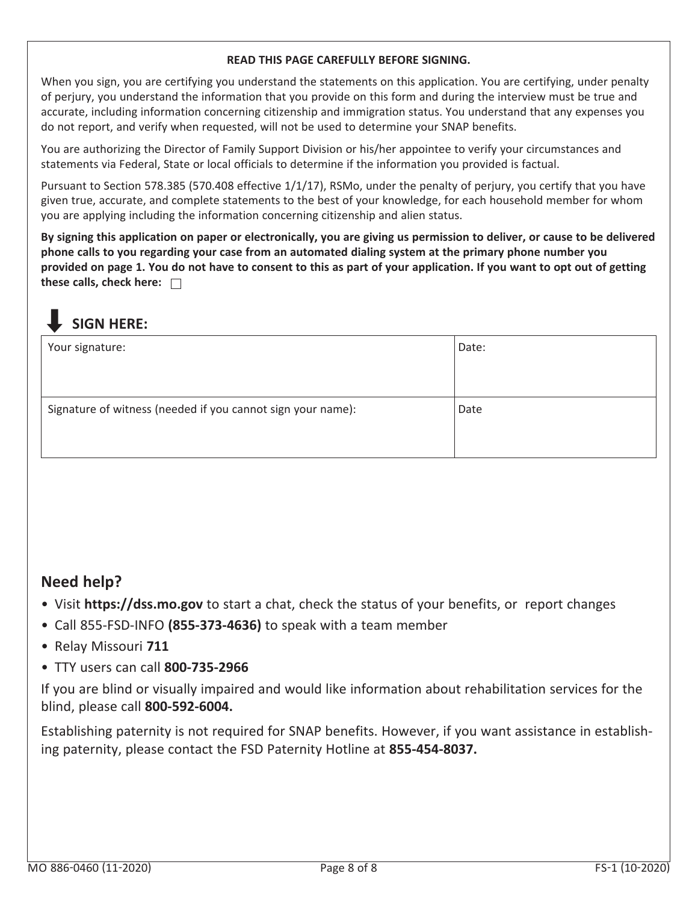**READ THIS PAGE CAREFULLY BEFORE SIGNING.**

When you sign, you are certifying you understand the statements on this application. You are certifying, under penalty of perjury, you understand the information that you provide on this form and during the interview must be true and accurate, including information concerning citizenship and immigration status. You understand that any expenses you do not report, and verify when requested, will not be used to determine your SNAP benefits.

You are authorizing the Director of Family Support Division or his/her appointee to verify your circumstances and statements via Federal, State or local officials to determine if the information you provided is factual.

Pursuant to Section 578.385 (570.408 effective 1/1/17), RSMo, under the penalty of perjury, you certify that you have given true, accurate, and complete statements to the best of your knowledge, for each household member for whom you are applying including the information concerning citizenship and alien status.

**By signing this application on paper or electronically, you are giving us permission to deliver, or cause to be delivered phone calls to you regarding your case from an automated dialing system at the primary phone number you provided on page 1. You do not have to consent to this as part of your application. If you want to opt out of getting these calls, check here:** ☐

## SIGN HERE:

| | |
|---|---|
| Your signature: | Date: |
| Signature of witness (needed if you cannot sign your name): | Date |

## Need help?

- Visit **https://dss.mo.gov** to start a chat, check the status of your benefits, or report changes
- Call 855-FSD-INFO **(855-373-4636)** to speak with a team member
- Relay Missouri **711**
- TTY users can call **800-735-2966**

If you are blind or visually impaired and would like information about rehabilitation services for the blind, please call **800-592-6004.**

Establishing paternity is not required for SNAP benefits. However, if you want assistance in establishing paternity, please contact the FSD Paternity Hotline at **855-454-8037.**

MO 886-0460 (11-2020) FS-1 (10-2020)